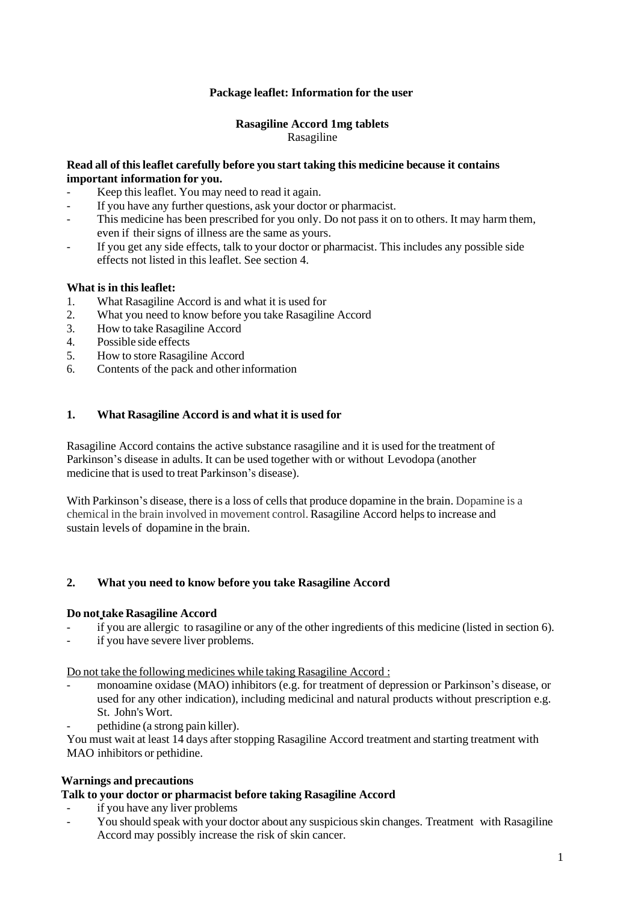**Package leaflet: Information for the user**

**Rasagiline Accord 1mg tablets**
Rasagiline

**Read all of this leaflet carefully before you start taking this medicine because it contains important information for you.**

- Keep this leaflet. You may need to read it again.
- If you have any further questions, ask your doctor or pharmacist.
- This medicine has been prescribed for you only. Do not pass it on to others. It may harm them, even if their signs of illness are the same as yours.
- If you get any side effects, talk to your doctor or pharmacist. This includes any possible side effects not listed in this leaflet. See section 4.

**What is in this leaflet:**

1. What Rasagiline Accord is and what it is used for
2. What you need to know before you take Rasagiline Accord
3. How to take Rasagiline Accord
4. Possible side effects
5. How to store Rasagiline Accord
6. Contents of the pack and other information

## 1. What Rasagiline Accord is and what it is used for

Rasagiline Accord contains the active substance rasagiline and it is used for the treatment of Parkinson's disease in adults. It can be used together with or without Levodopa (another medicine that is used to treat Parkinson's disease).

With Parkinson's disease, there is a loss of cells that produce dopamine in the brain. Dopamine is a chemical in the brain involved in movement control. Rasagiline Accord helps to increase and sustain levels of dopamine in the brain.

## 2. What you need to know before you take Rasagiline Accord

**Do not take Rasagiline Accord**

- if you are allergic to rasagiline or any of the other ingredients of this medicine (listed in section 6).
- if you have severe liver problems.

Do not take the following medicines while taking Rasagiline Accord :

- monoamine oxidase (MAO) inhibitors (e.g. for treatment of depression or Parkinson's disease, or used for any other indication), including medicinal and natural products without prescription e.g. St. John's Wort.
- pethidine (a strong pain killer).

You must wait at least 14 days after stopping Rasagiline Accord treatment and starting treatment with MAO inhibitors or pethidine.

**Warnings and precautions**

**Talk to your doctor or pharmacist before taking Rasagiline Accord**

- if you have any liver problems
- You should speak with your doctor about any suspicious skin changes. Treatment with Rasagiline Accord may possibly increase the risk of skin cancer.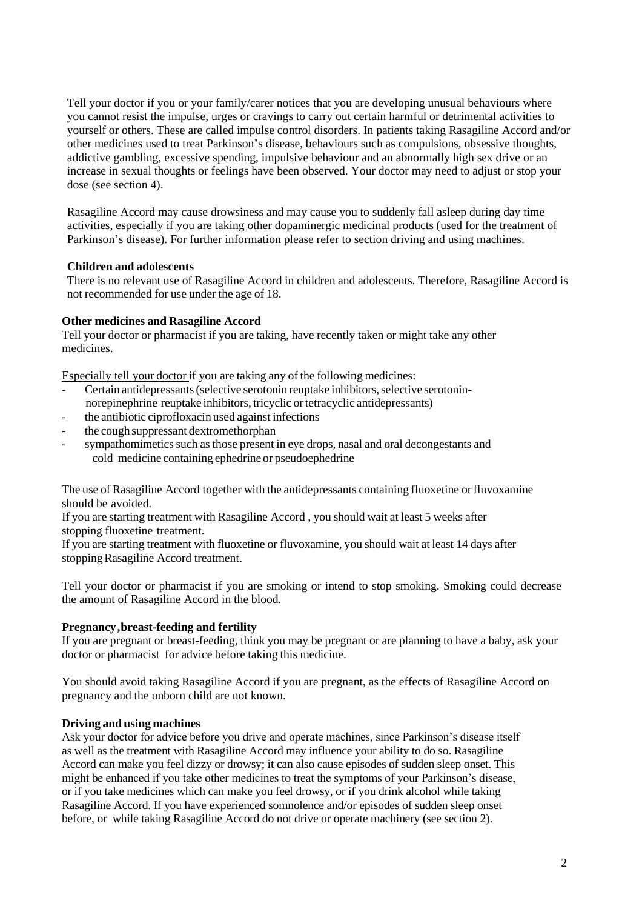Tell your doctor if you or your family/carer notices that you are developing unusual behaviours where you cannot resist the impulse, urges or cravings to carry out certain harmful or detrimental activities to yourself or others. These are called impulse control disorders. In patients taking Rasagiline Accord and/or other medicines used to treat Parkinson's disease, behaviours such as compulsions, obsessive thoughts, addictive gambling, excessive spending, impulsive behaviour and an abnormally high sex drive or an increase in sexual thoughts or feelings have been observed. Your doctor may need to adjust or stop your dose (see section 4).

Rasagiline Accord may cause drowsiness and may cause you to suddenly fall asleep during day time activities, especially if you are taking other dopaminergic medicinal products (used for the treatment of Parkinson's disease). For further information please refer to section driving and using machines.

**Children and adolescents**

There is no relevant use of Rasagiline Accord in children and adolescents. Therefore, Rasagiline Accord is not recommended for use under the age of 18.

**Other medicines and Rasagiline Accord**

Tell your doctor or pharmacist if you are taking, have recently taken or might take any other medicines.

Especially tell your doctor if you are taking any of the following medicines:

- Certain antidepressants (selective serotonin reuptake inhibitors, selective serotonin-norepinephrine reuptake inhibitors, tricyclic or tetracyclic antidepressants)
- the antibiotic ciprofloxacin used against infections
- the cough suppressant dextromethorphan
- sympathomimetics such as those present in eye drops, nasal and oral decongestants and cold medicine containing ephedrine or pseudoephedrine

The use of Rasagiline Accord together with the antidepressants containing fluoxetine or fluvoxamine should be avoided.

If you are starting treatment with Rasagiline Accord , you should wait at least 5 weeks after stopping fluoxetine treatment.

If you are starting treatment with fluoxetine or fluvoxamine, you should wait at least 14 days after stopping Rasagiline Accord treatment.

Tell your doctor or pharmacist if you are smoking or intend to stop smoking. Smoking could decrease the amount of Rasagiline Accord in the blood.

**Pregnancy, breast-feeding and fertility**

If you are pregnant or breast-feeding, think you may be pregnant or are planning to have a baby, ask your doctor or pharmacist for advice before taking this medicine.

You should avoid taking Rasagiline Accord if you are pregnant, as the effects of Rasagiline Accord on pregnancy and the unborn child are not known.

**Driving and using machines**

Ask your doctor for advice before you drive and operate machines, since Parkinson's disease itself as well as the treatment with Rasagiline Accord may influence your ability to do so. Rasagiline Accord can make you feel dizzy or drowsy; it can also cause episodes of sudden sleep onset. This might be enhanced if you take other medicines to treat the symptoms of your Parkinson's disease, or if you take medicines which can make you feel drowsy, or if you drink alcohol while taking Rasagiline Accord. If you have experienced somnolence and/or episodes of sudden sleep onset before, or while taking Rasagiline Accord do not drive or operate machinery (see section 2).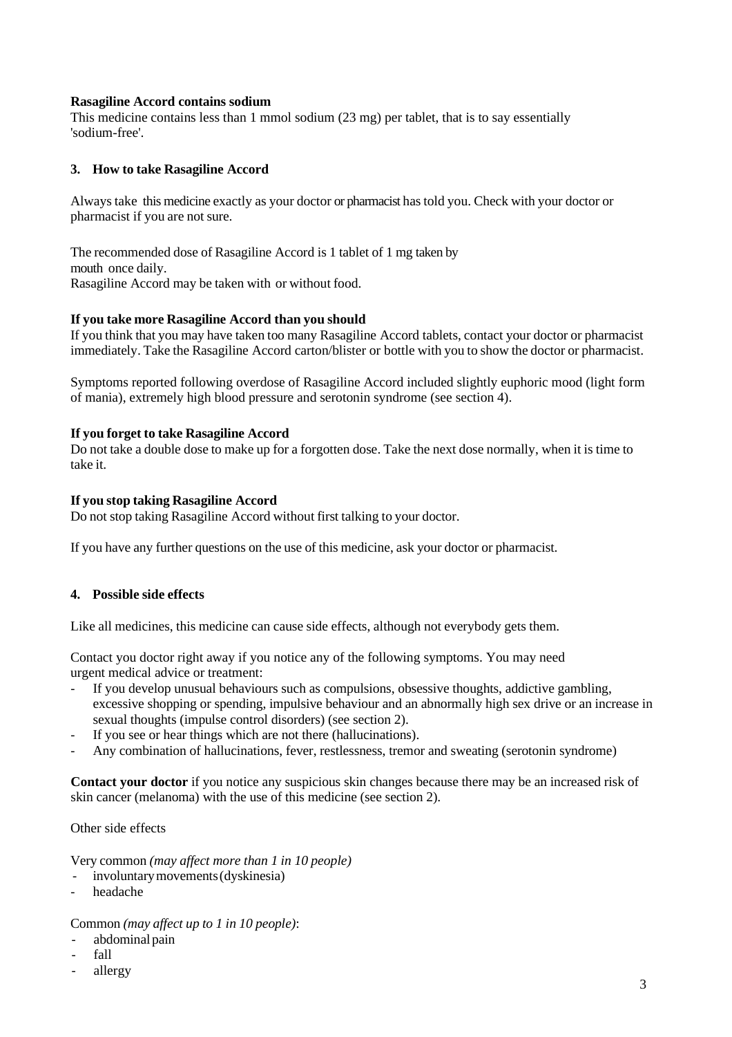**Rasagiline Accord contains sodium**

This medicine contains less than 1 mmol sodium (23 mg) per tablet, that is to say essentially 'sodium-free'.

## 3. How to take Rasagiline Accord

Always take this medicine exactly as your doctor or pharmacist has told you. Check with your doctor or pharmacist if you are not sure.

The recommended dose of Rasagiline Accord is 1 tablet of 1 mg taken by mouth once daily.
Rasagiline Accord may be taken with or without food.

**If you take more Rasagiline Accord than you should**

If you think that you may have taken too many Rasagiline Accord tablets, contact your doctor or pharmacist immediately. Take the Rasagiline Accord carton/blister or bottle with you to show the doctor or pharmacist.

Symptoms reported following overdose of Rasagiline Accord included slightly euphoric mood (light form of mania), extremely high blood pressure and serotonin syndrome (see section 4).

**If you forget to take Rasagiline Accord**

Do not take a double dose to make up for a forgotten dose. Take the next dose normally, when it is time to take it.

**If you stop taking Rasagiline Accord**

Do not stop taking Rasagiline Accord without first talking to your doctor.

If you have any further questions on the use of this medicine, ask your doctor or pharmacist.

## 4. Possible side effects

Like all medicines, this medicine can cause side effects, although not everybody gets them.

Contact you doctor right away if you notice any of the following symptoms. You may need urgent medical advice or treatment:

- If you develop unusual behaviours such as compulsions, obsessive thoughts, addictive gambling, excessive shopping or spending, impulsive behaviour and an abnormally high sex drive or an increase in sexual thoughts (impulse control disorders) (see section 2).
- If you see or hear things which are not there (hallucinations).
- Any combination of hallucinations, fever, restlessness, tremor and sweating (serotonin syndrome)

**Contact your doctor** if you notice any suspicious skin changes because there may be an increased risk of skin cancer (melanoma) with the use of this medicine (see section 2).

Other side effects

Very common *(may affect more than 1 in 10 people)*

- involuntary movements (dyskinesia)
- headache

Common *(may affect up to 1 in 10 people)*:

- abdominal pain
- fall
- allergy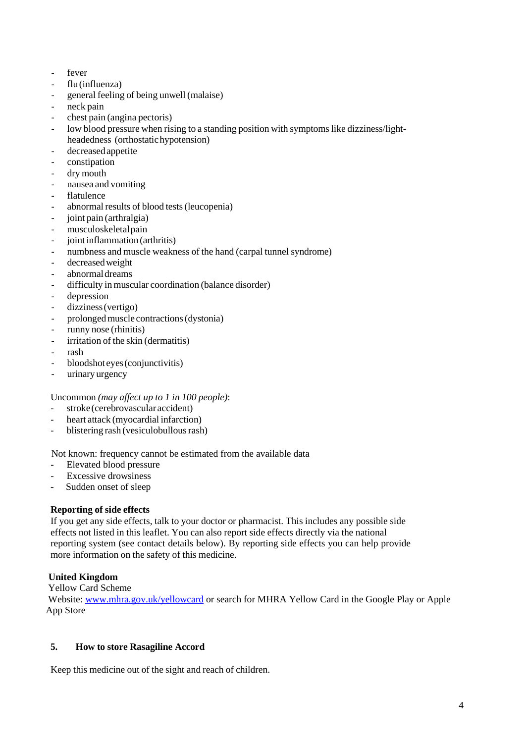- fever
- flu (influenza)
- general feeling of being unwell (malaise)
- neck pain
- chest pain (angina pectoris)
- low blood pressure when rising to a standing position with symptoms like dizziness/light-headedness (orthostatic hypotension)
- decreased appetite
- constipation
- dry mouth
- nausea and vomiting
- flatulence
- abnormal results of blood tests (leucopenia)
- joint pain (arthralgia)
- musculoskeletal pain
- joint inflammation (arthritis)
- numbness and muscle weakness of the hand (carpal tunnel syndrome)
- decreased weight
- abnormal dreams
- difficulty in muscular coordination (balance disorder)
- depression
- dizziness (vertigo)
- prolonged muscle contractions (dystonia)
- runny nose (rhinitis)
- irritation of the skin (dermatitis)
- rash
- bloodshot eyes (conjunctivitis)
- urinary urgency

Uncommon *(may affect up to 1 in 100 people)*:
- stroke (cerebrovascular accident)
- heart attack (myocardial infarction)
- blistering rash (vesiculobullous rash)

Not known: frequency cannot be estimated from the available data
- Elevated blood pressure
- Excessive drowsiness
- Sudden onset of sleep

**Reporting of side effects**

If you get any side effects, talk to your doctor or pharmacist. This includes any possible side effects not listed in this leaflet. You can also report side effects directly via the national reporting system (see contact details below). By reporting side effects you can help provide more information on the safety of this medicine.

**United Kingdom**

Yellow Card Scheme

Website: [www.mhra.gov.uk/yellowcard](http://www.mhra.gov.uk/yellowcard) or search for MHRA Yellow Card in the Google Play or Apple App Store

## 5. How to store Rasagiline Accord

Keep this medicine out of the sight and reach of children.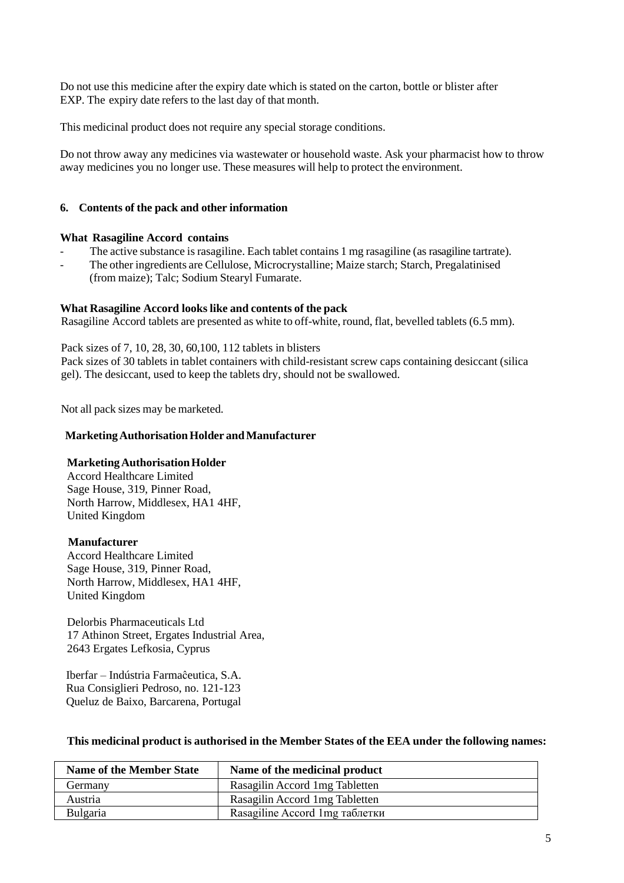Do not use this medicine after the expiry date which is stated on the carton, bottle or blister after EXP. The expiry date refers to the last day of that month.

This medicinal product does not require any special storage conditions.

Do not throw away any medicines via wastewater or household waste. Ask your pharmacist how to throw away medicines you no longer use. These measures will help to protect the environment.

## 6. Contents of the pack and other information

**What Rasagiline Accord contains**

- The active substance is rasagiline. Each tablet contains 1 mg rasagiline (as rasagiline tartrate).
- The other ingredients are Cellulose, Microcrystalline; Maize starch; Starch, Pregalatinised (from maize); Talc; Sodium Stearyl Fumarate.

**What Rasagiline Accord looks like and contents of the pack**

Rasagiline Accord tablets are presented as white to off-white, round, flat, bevelled tablets (6.5 mm).

Pack sizes of 7, 10, 28, 30, 60,100, 112 tablets in blisters
Pack sizes of 30 tablets in tablet containers with child-resistant screw caps containing desiccant (silica gel). The desiccant, used to keep the tablets dry, should not be swallowed.

Not all pack sizes may be marketed.

**Marketing Authorisation Holder and Manufacturer**

**Marketing Authorisation Holder**
Accord Healthcare Limited
Sage House, 319, Pinner Road,
North Harrow, Middlesex, HA1 4HF,
United Kingdom

**Manufacturer**
Accord Healthcare Limited
Sage House, 319, Pinner Road,
North Harrow, Middlesex, HA1 4HF,
United Kingdom

Delorbis Pharmaceuticals Ltd
17 Athinon Street, Ergates Industrial Area,
2643 Ergates Lefkosia, Cyprus

Iberfar – Indústria Farmaĉeutica, S.A.
Rua Consiglieri Pedroso, no. 121-123
Queluz de Baixo, Barcarena, Portugal

**This medicinal product is authorised in the Member States of the EEA under the following names:**

| Name of the Member State | Name of the medicinal product |
|---|---|
| Germany | Rasagilin Accord 1mg Tabletten |
| Austria | Rasagilin Accord 1mg Tabletten |
| Bulgaria | Rasagiline Accord 1mg таблетки |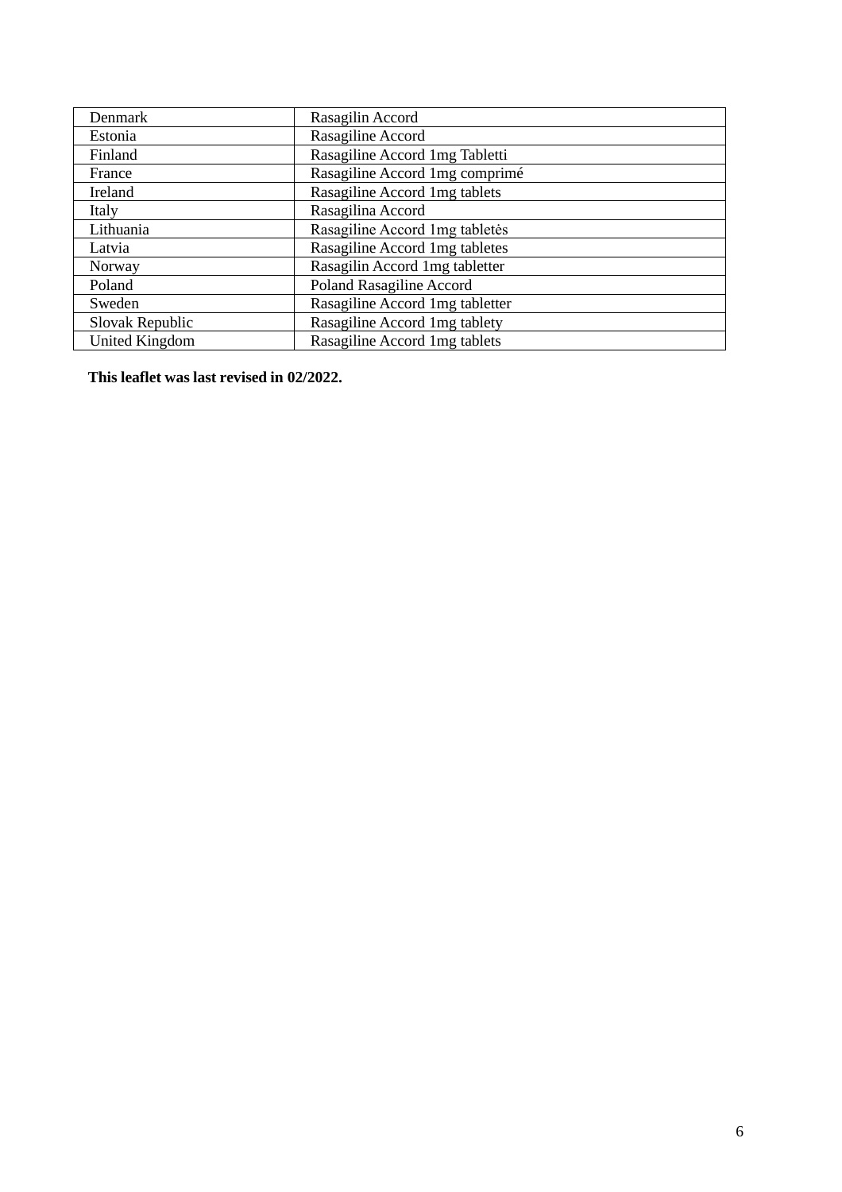| | |
|---|---|
| Denmark | Rasagilin Accord |
| Estonia | Rasagiline Accord |
| Finland | Rasagiline Accord 1mg Tabletti |
| France | Rasagiline Accord 1mg comprimé |
| Ireland | Rasagiline Accord 1mg tablets |
| Italy | Rasagilina Accord |
| Lithuania | Rasagiline Accord 1mg tabletės |
| Latvia | Rasagiline Accord 1mg tabletes |
| Norway | Rasagilin Accord 1mg tabletter |
| Poland | Poland Rasagiline Accord |
| Sweden | Rasagiline Accord 1mg tabletter |
| Slovak Republic | Rasagiline Accord 1mg tablety |
| United Kingdom | Rasagiline Accord 1mg tablets |

**This leaflet was last revised in 02/2022.**